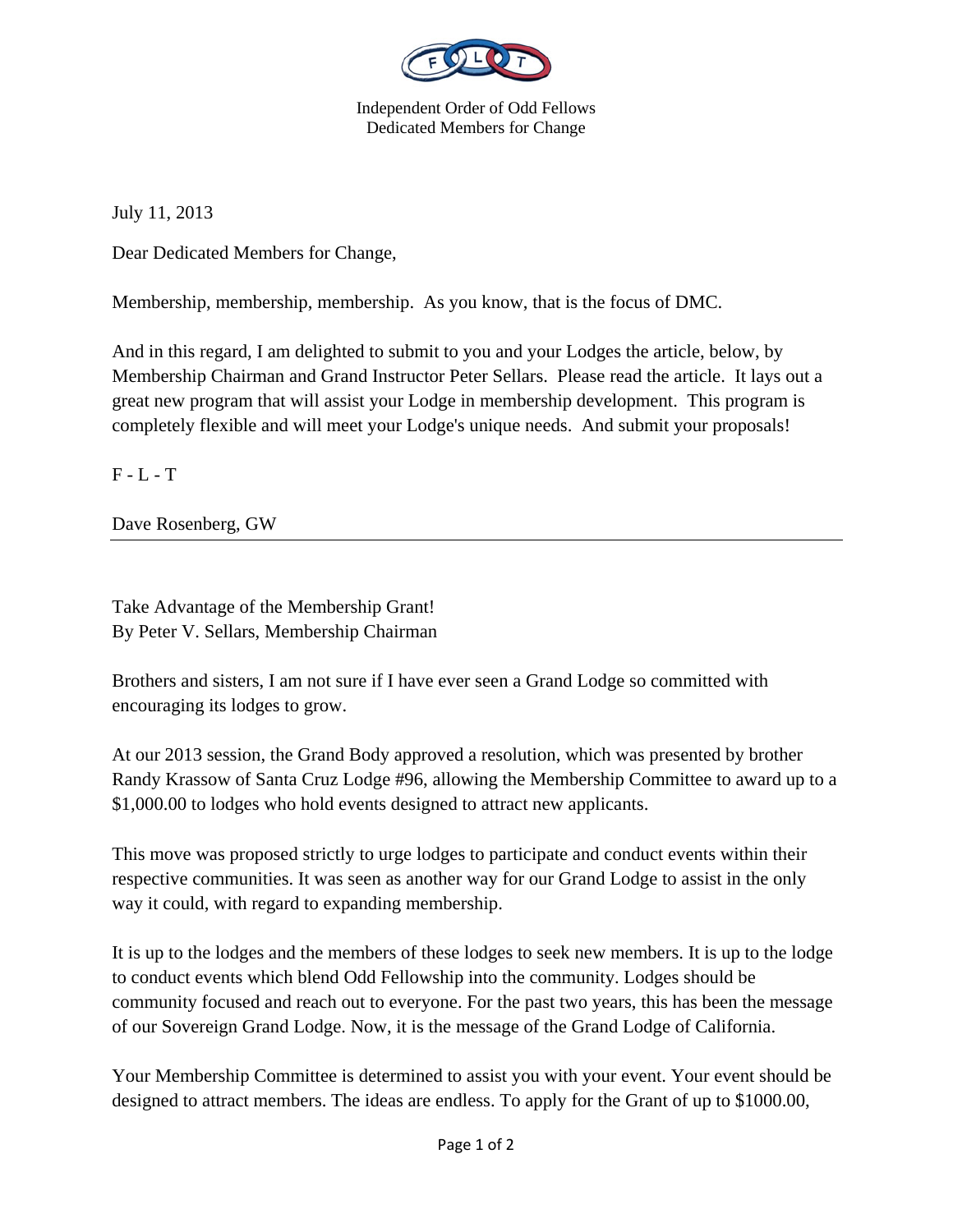Independent Order of Odd Fellows
Dedicated Members for Change

July 11, 2013

Dear Dedicated Members for Change,

Membership, membership, membership. As you know, that is the focus of DMC.

And in this regard, I am delighted to submit to you and your Lodges the article, below, by Membership Chairman and Grand Instructor Peter Sellars. Please read the article. It lays out a great new program that will assist your Lodge in membership development. This program is completely flexible and will meet your Lodge's unique needs. And submit your proposals!

F - L - T

Dave Rosenberg, GW

---

Take Advantage of the Membership Grant!
By Peter V. Sellars, Membership Chairman

Brothers and sisters, I am not sure if I have ever seen a Grand Lodge so committed with encouraging its lodges to grow.

At our 2013 session, the Grand Body approved a resolution, which was presented by brother Randy Krassow of Santa Cruz Lodge #96, allowing the Membership Committee to award up to a $1,000.00 to lodges who hold events designed to attract new applicants.

This move was proposed strictly to urge lodges to participate and conduct events within their respective communities. It was seen as another way for our Grand Lodge to assist in the only way it could, with regard to expanding membership.

It is up to the lodges and the members of these lodges to seek new members. It is up to the lodge to conduct events which blend Odd Fellowship into the community. Lodges should be community focused and reach out to everyone. For the past two years, this has been the message of our Sovereign Grand Lodge. Now, it is the message of the Grand Lodge of California.

Your Membership Committee is determined to assist you with your event. Your event should be designed to attract members. The ideas are endless. To apply for the Grant of up to $1000.00,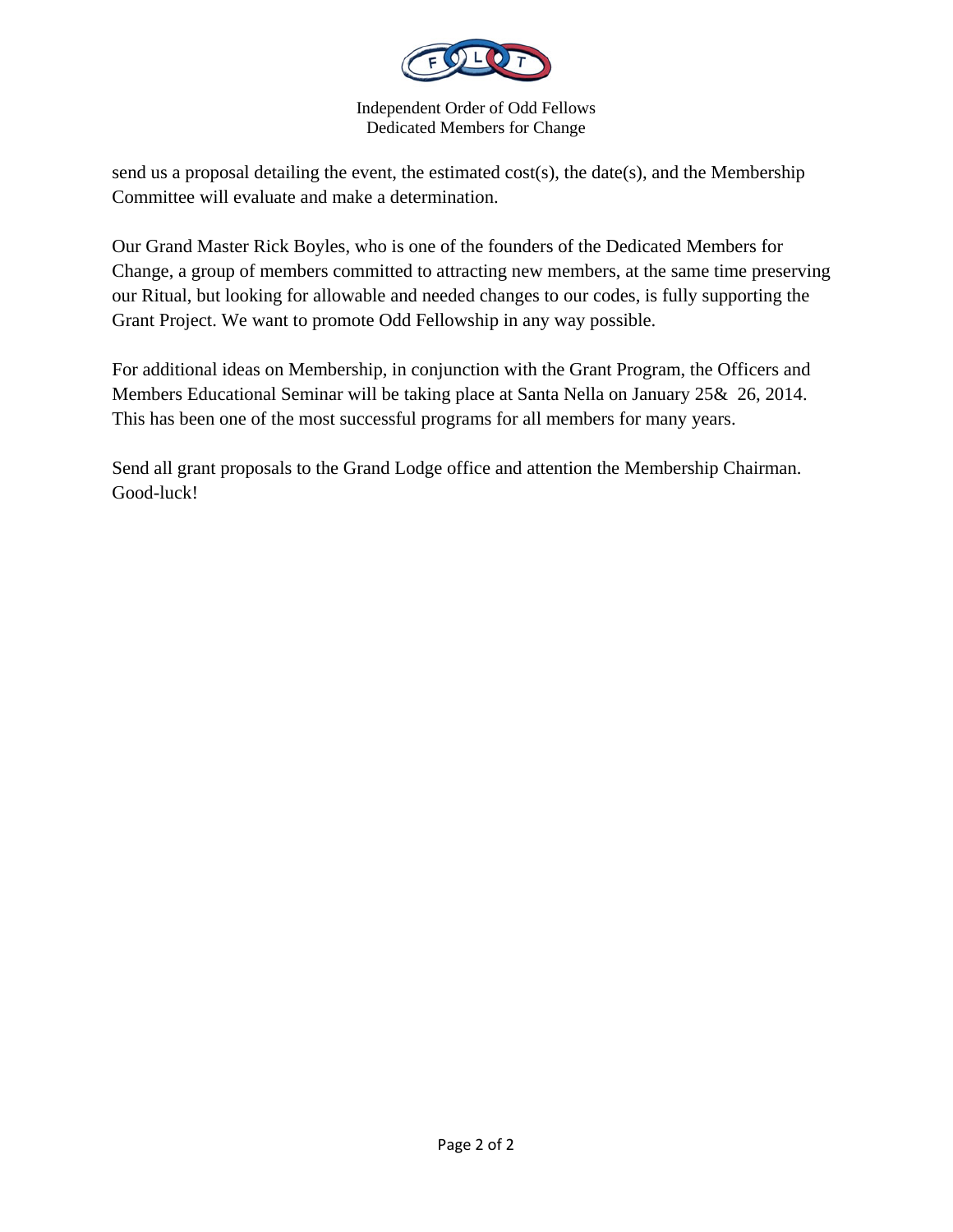send us a proposal detailing the event, the estimated cost(s), the date(s), and the Membership Committee will evaluate and make a determination.

Our Grand Master Rick Boyles, who is one of the founders of the Dedicated Members for Change, a group of members committed to attracting new members, at the same time preserving our Ritual, but looking for allowable and needed changes to our codes, is fully supporting the Grant Project. We want to promote Odd Fellowship in any way possible.

For additional ideas on Membership, in conjunction with the Grant Program, the Officers and Members Educational Seminar will be taking place at Santa Nella on January 25& 26, 2014. This has been one of the most successful programs for all members for many years.

Send all grant proposals to the Grand Lodge office and attention the Membership Chairman. Good-luck!